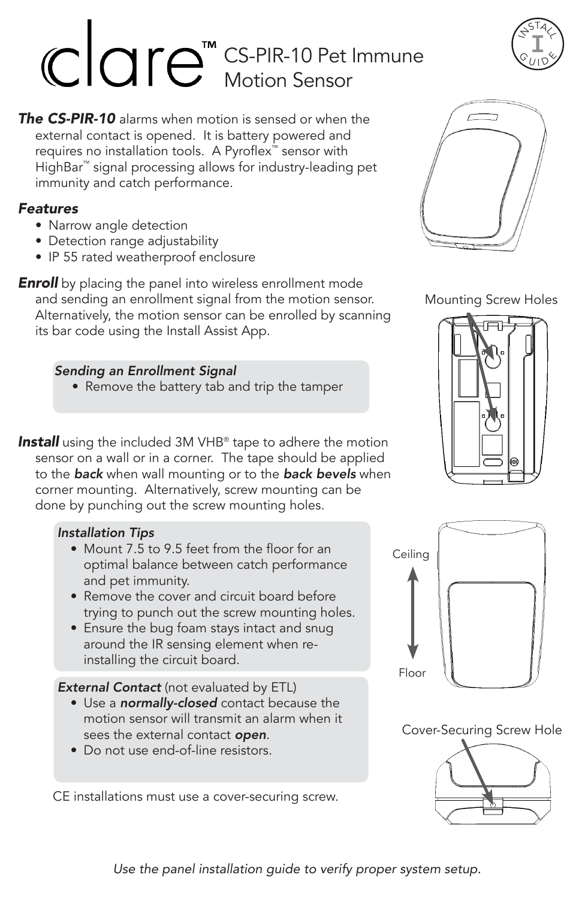# clare™ CS-PIR-10 Pet Immune Motion Sensor

***The CS-PIR-10*** alarms when motion is sensed or when the external contact is opened. It is battery powered and requires no installation tools. A Pyroflex™ sensor with HighBar™ signal processing allows for industry-leading pet immunity and catch performance.

### *Features*

- Narrow angle detection
- Detection range adjustability
- IP 55 rated weatherproof enclosure

***Enroll*** by placing the panel into wireless enrollment mode and sending an enrollment signal from the motion sensor. Alternatively, the motion sensor can be enrolled by scanning its bar code using the Install Assist App.

> ***Sending an Enrollment Signal***
> - Remove the battery tab and trip the tamper

***Install*** using the included 3M VHB® tape to adhere the motion sensor on a wall or in a corner. The tape should be applied to the ***back*** when wall mounting or to the ***back bevels*** when corner mounting. Alternatively, screw mounting can be done by punching out the screw mounting holes.

> ***Installation Tips***
> - Mount 7.5 to 9.5 feet from the floor for an optimal balance between catch performance and pet immunity.
> - Remove the cover and circuit board before trying to punch out the screw mounting holes.
> - Ensure the bug foam stays intact and snug around the IR sensing element when re-installing the circuit board.

> ***External Contact*** (not evaluated by ETL)
> - Use a ***normally-closed*** contact because the motion sensor will transmit an alarm when it sees the external contact ***open***.
> - Do not use end-of-line resistors.

CE installations must use a cover-securing screw.

Mounting Screw Holes

Ceiling

Floor

Cover-Securing Screw Hole

*Use the panel installation guide to verify proper system setup.*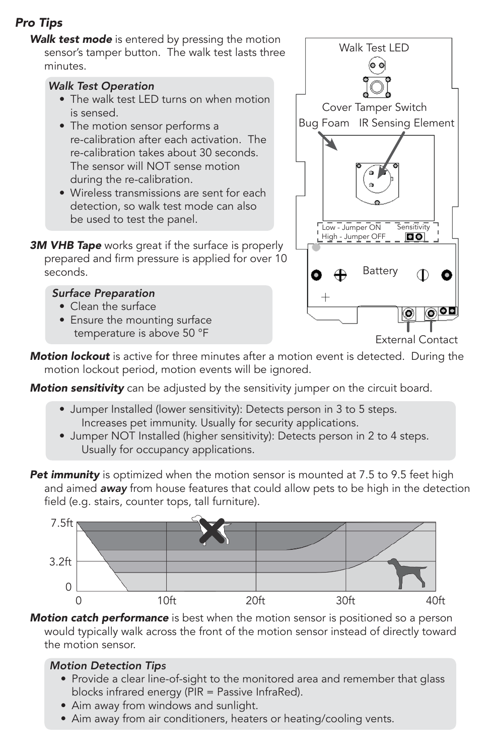## *Pro Tips*

***Walk test mode*** is entered by pressing the motion sensor's tamper button. The walk test lasts three minutes.

> ***Walk Test Operation***
> - The walk test LED turns on when motion is sensed.
> - The motion sensor performs a re-calibration after each activation. The re-calibration takes about 30 seconds. The sensor will NOT sense motion during the re-calibration.
> - Wireless transmissions are sent for each detection, so walk test mode can also be used to test the panel.

***3M VHB Tape*** works great if the surface is properly prepared and firm pressure is applied for over 10 seconds.

> ***Surface Preparation***
> - Clean the surface
> - Ensure the mounting surface temperature is above 50 °F

***Motion lockout*** is active for three minutes after a motion event is detected. During the motion lockout period, motion events will be ignored.

***Motion sensitivity*** can be adjusted by the sensitivity jumper on the circuit board.

> - Jumper Installed (lower sensitivity): Detects person in 3 to 5 steps. Increases pet immunity. Usually for security applications.
> - Jumper NOT Installed (higher sensitivity): Detects person in 2 to 4 steps. Usually for occupancy applications.

***Pet immunity*** is optimized when the motion sensor is mounted at 7.5 to 9.5 feet high and aimed ***away*** from house features that could allow pets to be high in the detection field (e.g. stairs, counter tops, tall furniture).

***Motion catch performance*** is best when the motion sensor is positioned so a person would typically walk across the front of the motion sensor instead of directly toward the motion sensor.

> ***Motion Detection Tips***
> - Provide a clear line-of-sight to the monitored area and remember that glass blocks infrared energy (PIR = Passive InfraRed).
> - Aim away from windows and sunlight.
> - Aim away from air conditioners, heaters or heating/cooling vents.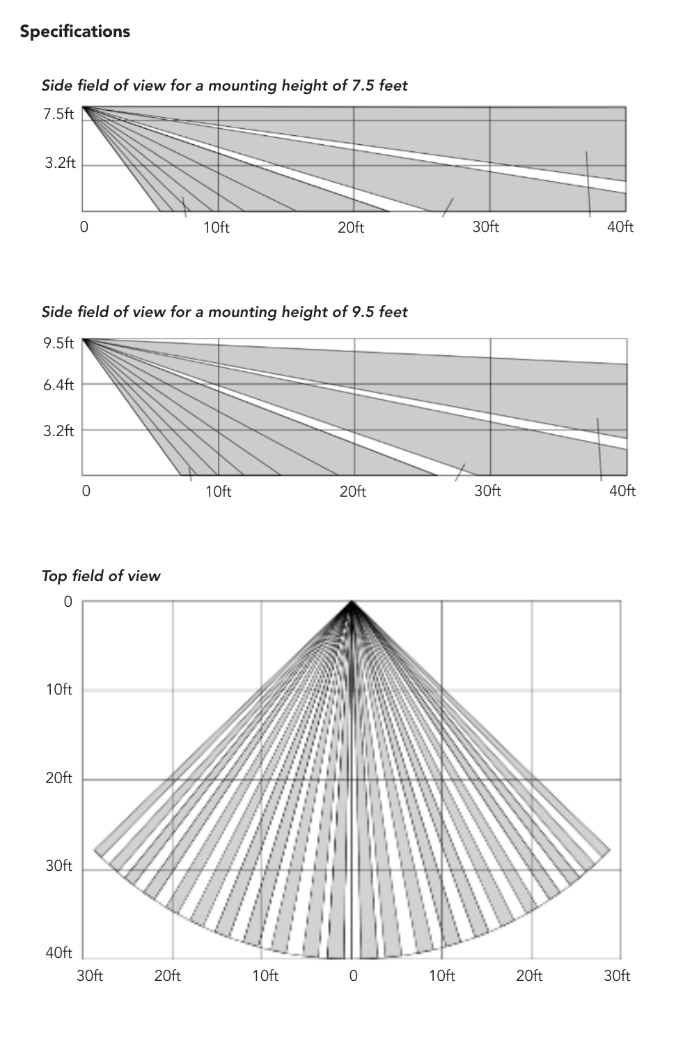## Specifications

*Side field of view for a mounting height of 7.5 feet*

*Side field of view for a mounting height of 9.5 feet*

*Top field of view*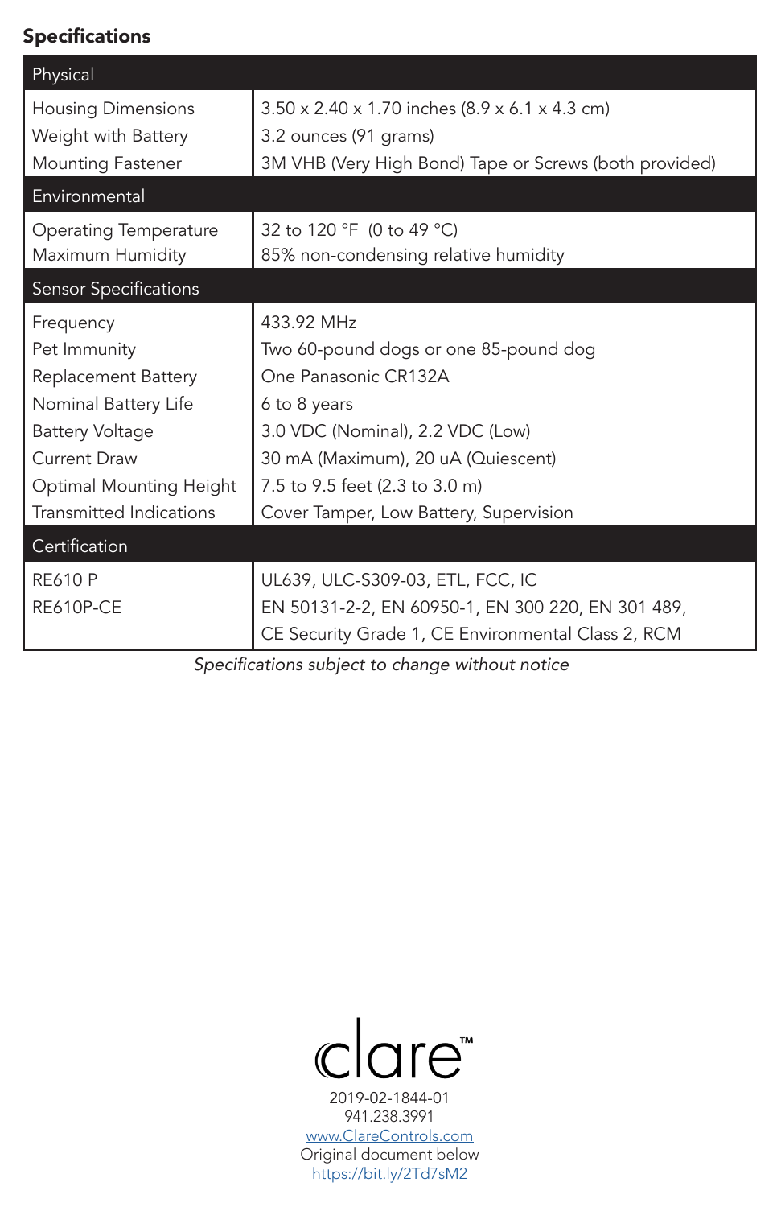## Specifications

| | |
|---|---|
| **Physical** | |
| Housing Dimensions | 3.50 x 2.40 x 1.70 inches (8.9 x 6.1 x 4.3 cm) |
| Weight with Battery | 3.2 ounces (91 grams) |
| Mounting Fastener | 3M VHB (Very High Bond) Tape or Screws (both provided) |
| **Environmental** | |
| Operating Temperature | 32 to 120 °F (0 to 49 °C) |
| Maximum Humidity | 85% non-condensing relative humidity |
| **Sensor Specifications** | |
| Frequency | 433.92 MHz |
| Pet Immunity | Two 60-pound dogs or one 85-pound dog |
| Replacement Battery | One Panasonic CR132A |
| Nominal Battery Life | 6 to 8 years |
| Battery Voltage | 3.0 VDC (Nominal), 2.2 VDC (Low) |
| Current Draw | 30 mA (Maximum), 20 uA (Quiescent) |
| Optimal Mounting Height | 7.5 to 9.5 feet (2.3 to 3.0 m) |
| Transmitted Indications | Cover Tamper, Low Battery, Supervision |
| **Certification** | |
| RE610 P | UL639, ULC-S309-03, ETL, FCC, IC |
| RE610P-CE | EN 50131-2-2, EN 60950-1, EN 300 220, EN 301 489, CE Security Grade 1, CE Environmental Class 2, RCM |

*Specifications subject to change without notice*

clare™

2019-02-1844-01
941.238.3991
www.ClareControls.com
Original document below
https://bit.ly/2Td7sM2